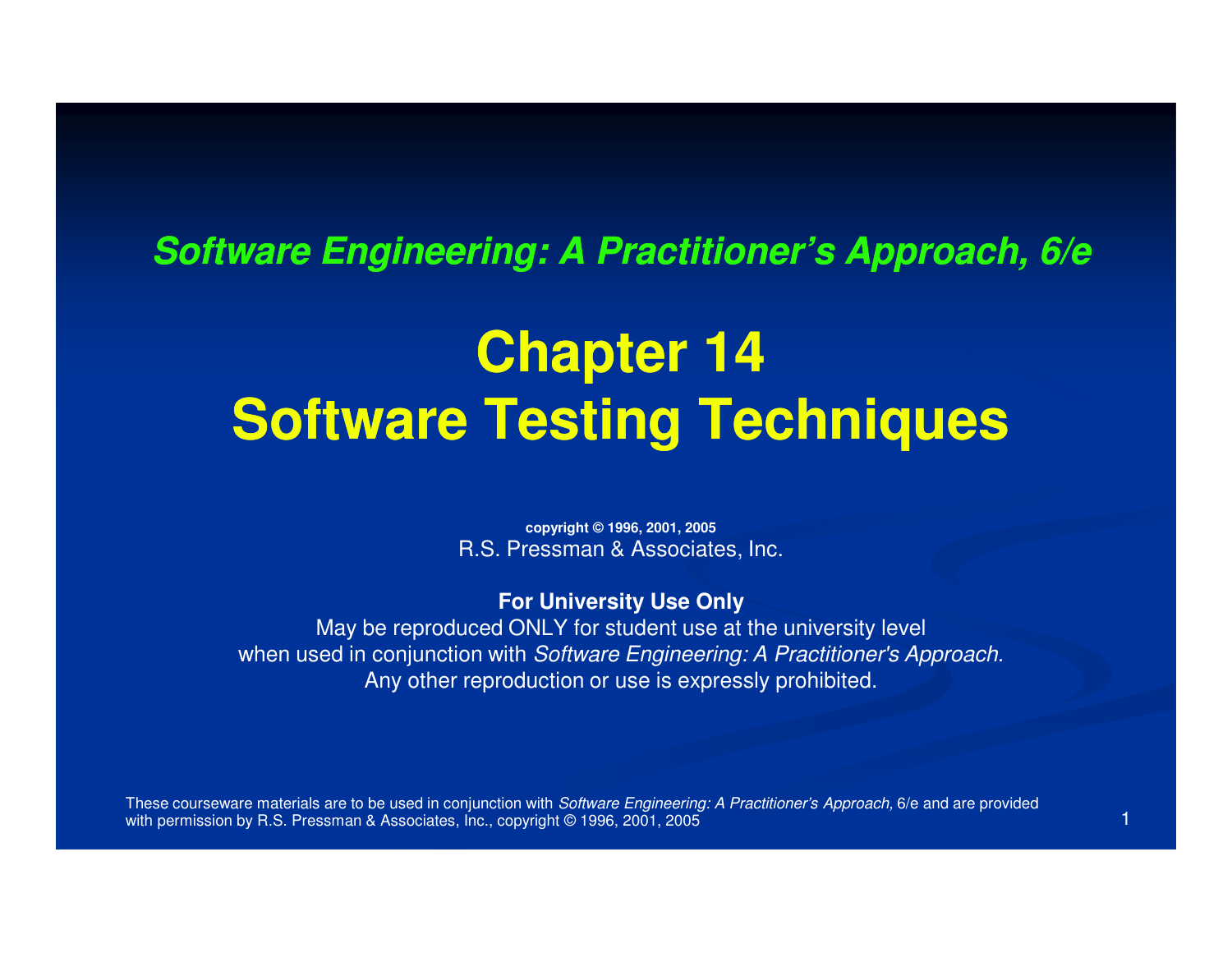***Software Engineering: A Practitioner's Approach, 6/e***

# Chapter 14
# Software Testing Techniques

**copyright © 1996, 2001, 2005**
R.S. Pressman & Associates, Inc.

**For University Use Only**
May be reproduced ONLY for student use at the university level
when used in conjunction with *Software Engineering: A Practitioner's Approach.*
Any other reproduction or use is expressly prohibited.

These courseware materials are to be used in conjunction with *Software Engineering: A Practitioner's Approach,* 6/e and are provided with permission by R.S. Pressman & Associates, Inc., copyright © 1996, 2001, 2005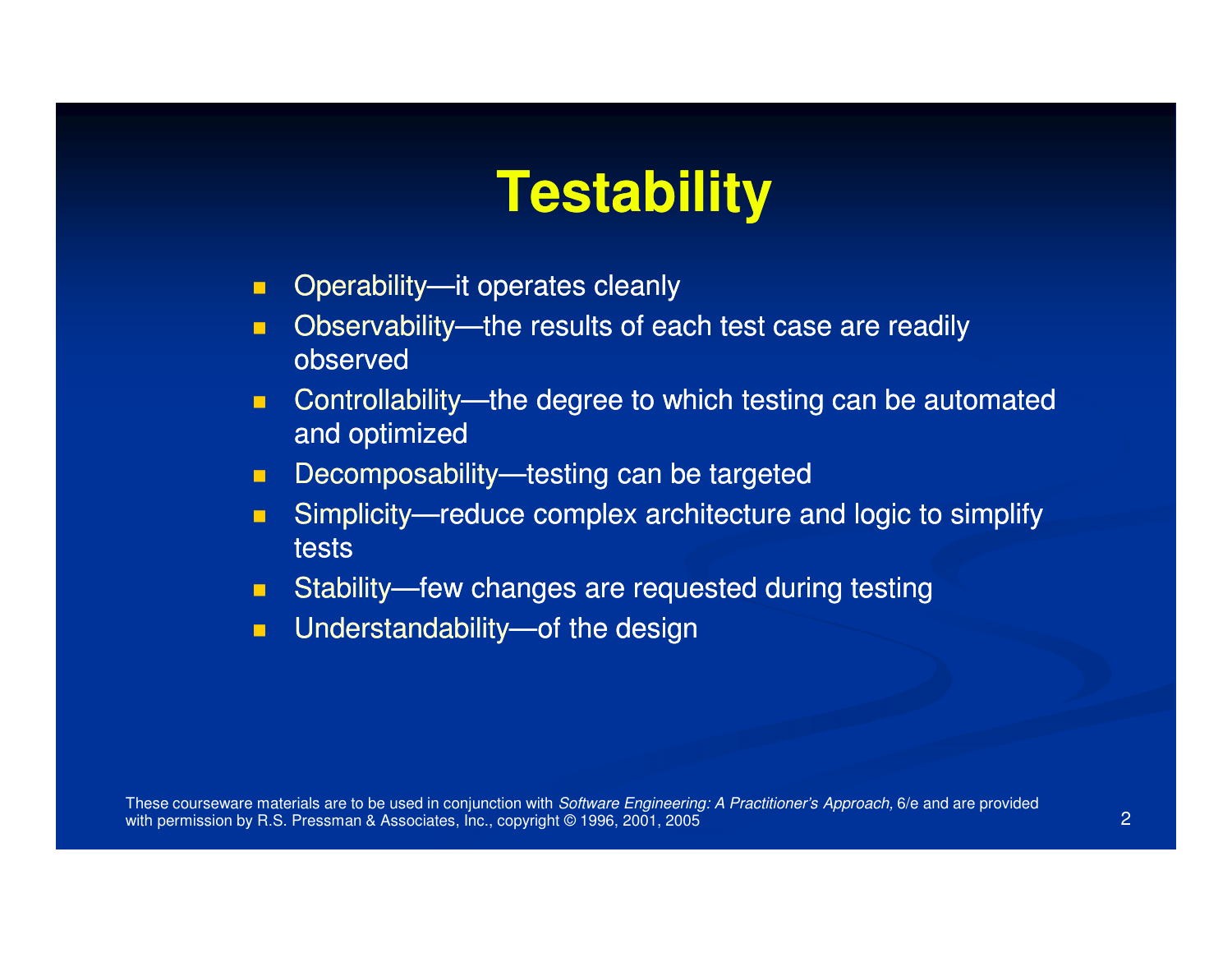# Testability

- Operability—it operates cleanly
- Observability—the results of each test case are readily observed
- Controllability—the degree to which testing can be automated and optimized
- Decomposability—testing can be targeted
- Simplicity—reduce complex architecture and logic to simplify tests
- Stability—few changes are requested during testing
- Understandability—of the design

These courseware materials are to be used in conjunction with *Software Engineering: A Practitioner's Approach,* 6/e and are provided with permission by R.S. Pressman & Associates, Inc., copyright © 1996, 2001, 2005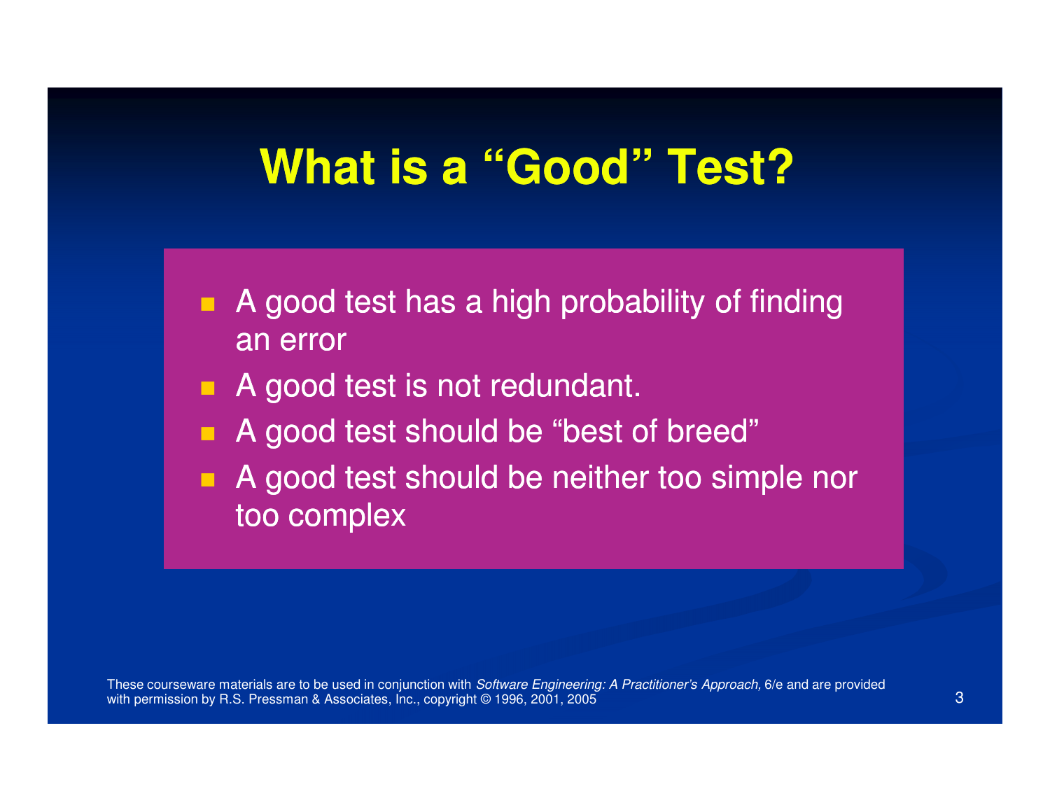# What is a "Good" Test?

- A good test has a high probability of finding an error
- A good test is not redundant.
- A good test should be "best of breed"
- A good test should be neither too simple nor too complex

These courseware materials are to be used in conjunction with *Software Engineering: A Practitioner's Approach,* 6/e and are provided with permission by R.S. Pressman & Associates, Inc., copyright © 1996, 2001, 2005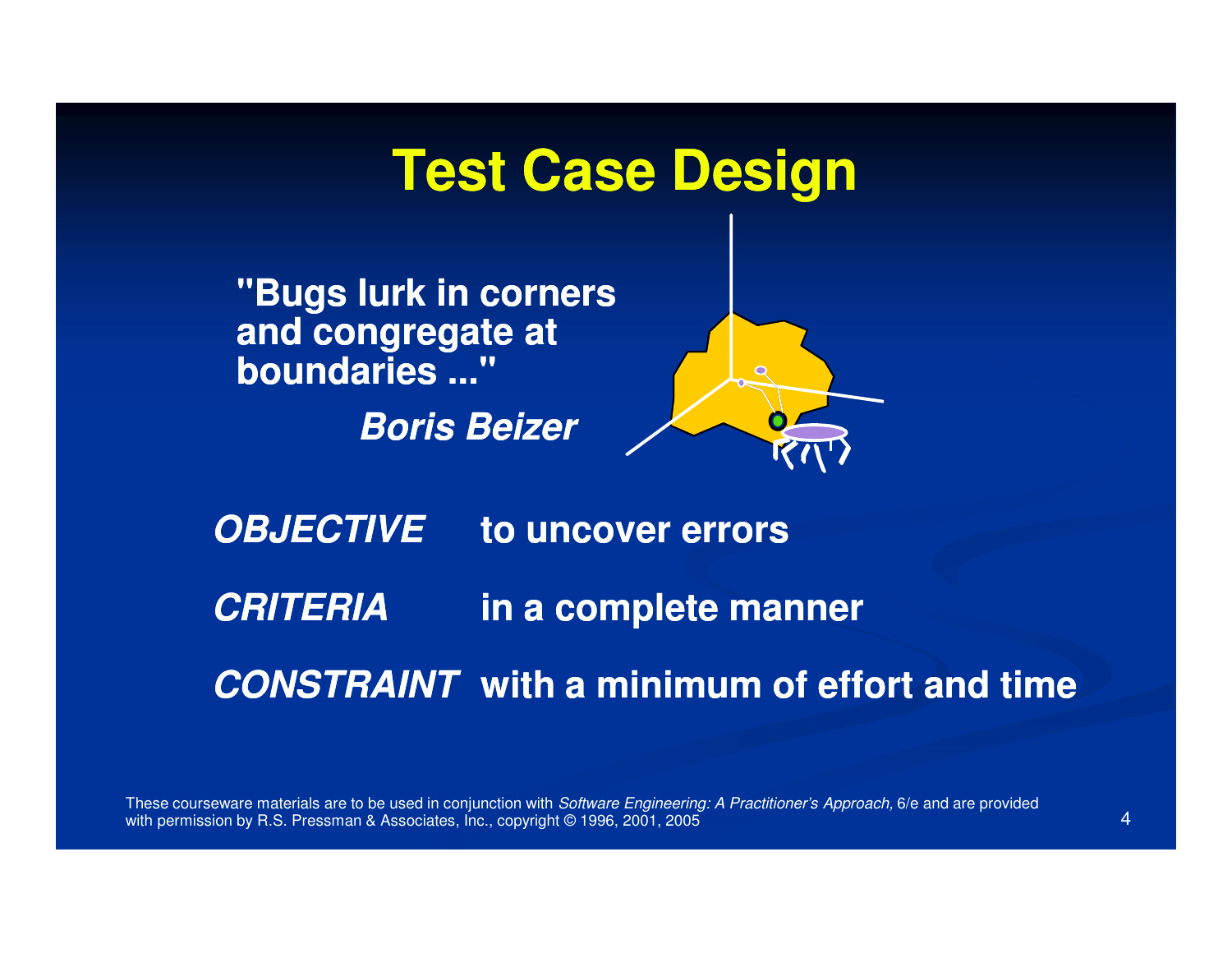# Test Case Design

**"Bugs lurk in corners and congregate at boundaries ..."**

***Boris Beizer***

***OBJECTIVE*** **to uncover errors**

***CRITERIA*** **in a complete manner**

***CONSTRAINT*** **with a minimum of effort and time**

These courseware materials are to be used in conjunction with *Software Engineering: A Practitioner's Approach,* 6/e and are provided with permission by R.S. Pressman & Associates, Inc., copyright © 1996, 2001, 2005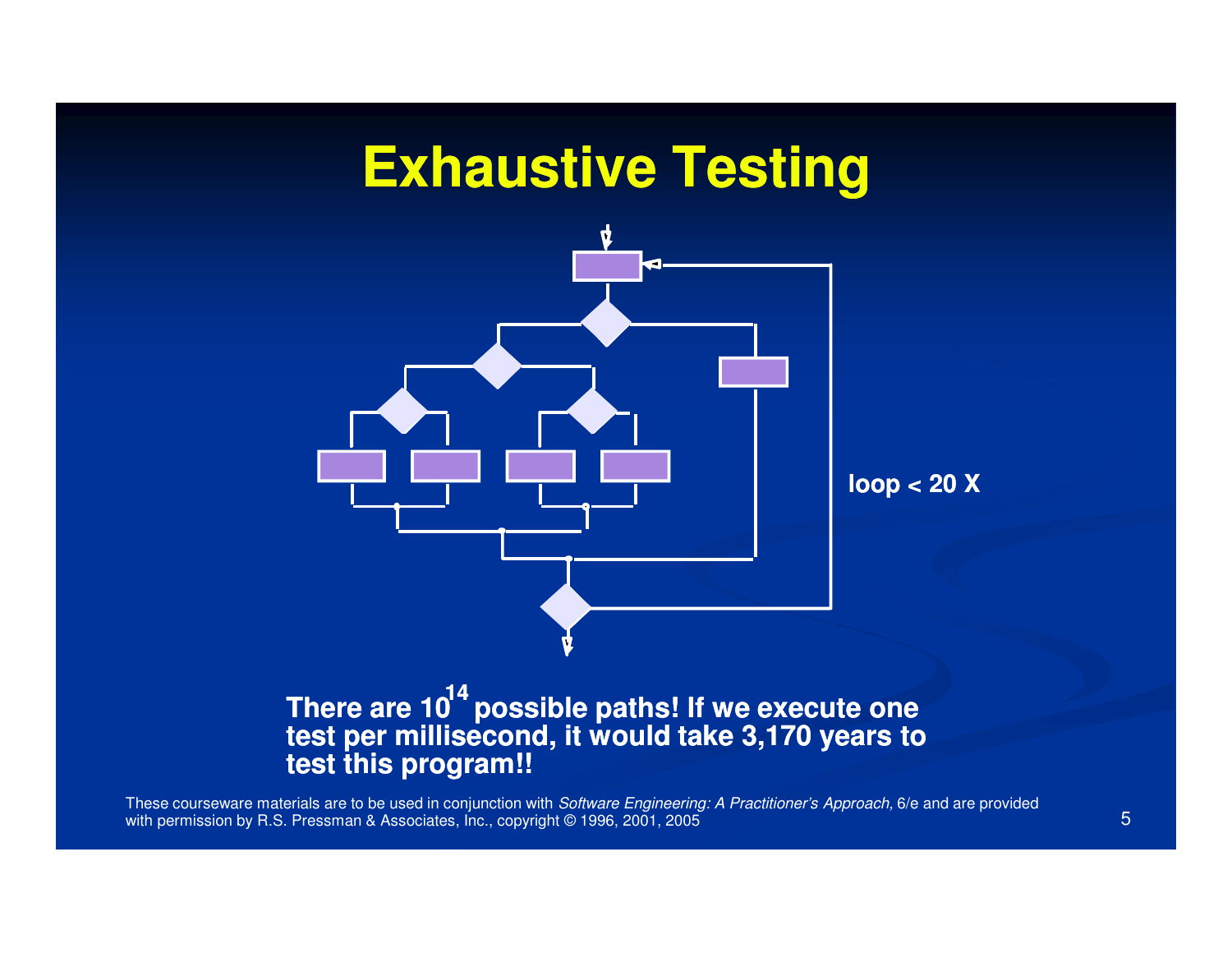# Exhaustive Testing

loop < 20 X

**There are $10^{14}$ possible paths! If we execute one test per millisecond, it would take 3,170 years to test this program!!**

These courseware materials are to be used in conjunction with *Software Engineering: A Practitioner's Approach,* 6/e and are provided with permission by R.S. Pressman & Associates, Inc., copyright © 1996, 2001, 2005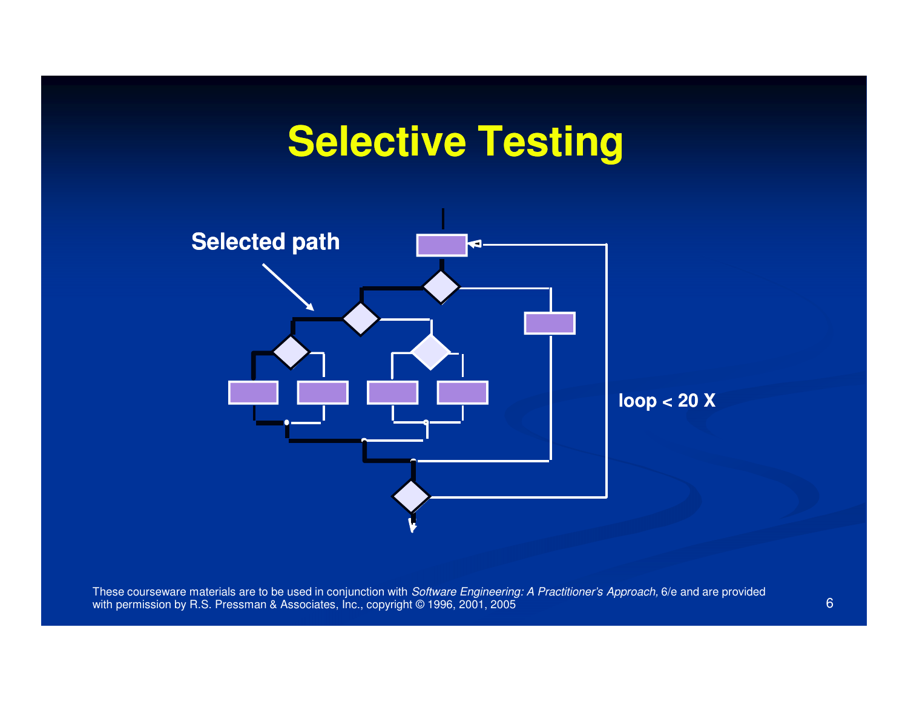# Selective Testing

Selected path

loop < 20 X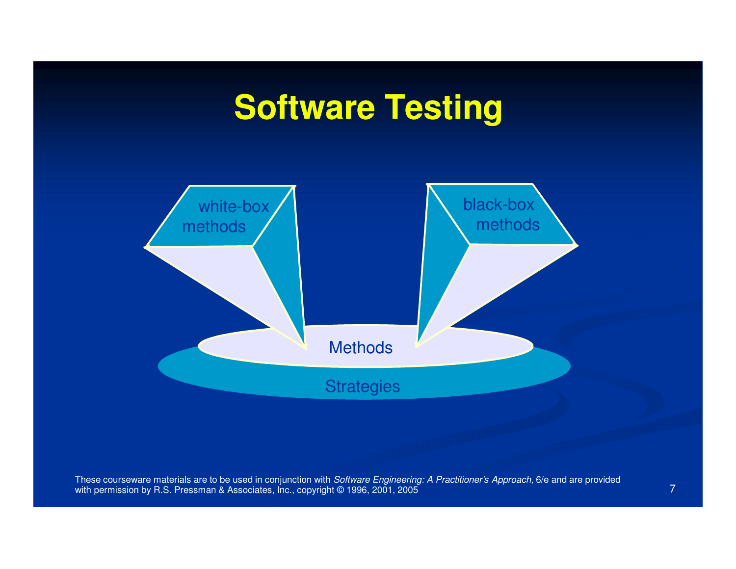# Software Testing

white-box methods

black-box methods

Methods

Strategies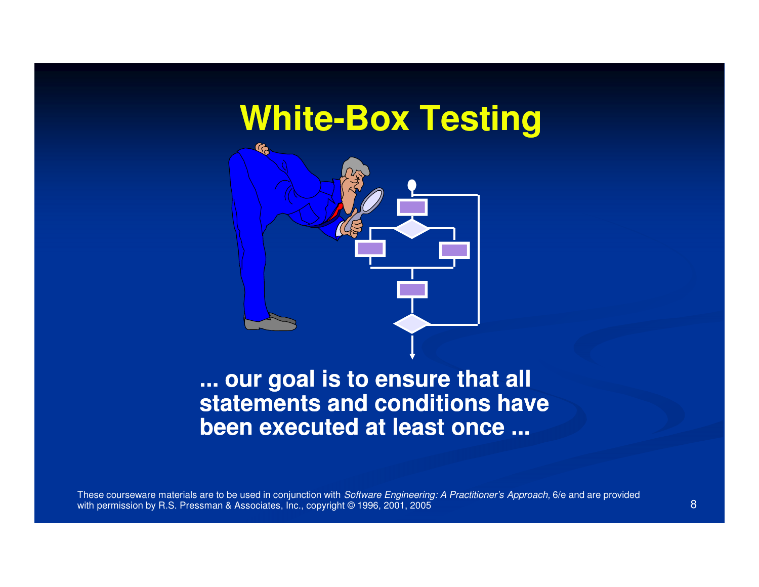# White-Box Testing

**... our goal is to ensure that all statements and conditions have been executed at least once ...**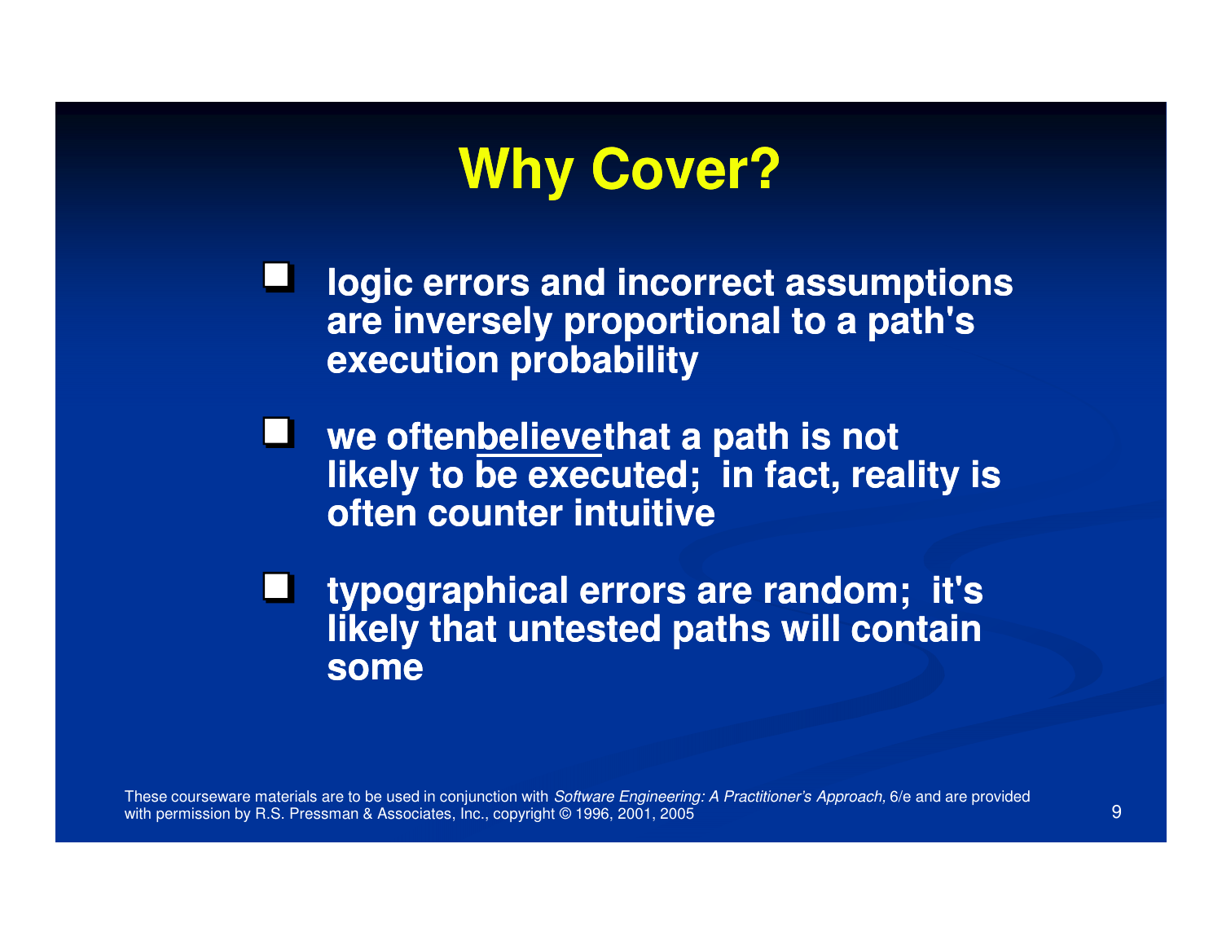# Why Cover?

- logic errors and incorrect assumptions are inversely proportional to a path's execution probability
- we often <u>believe</u> that a path is not likely to be executed; in fact, reality is often counter intuitive
- typographical errors are random; it's likely that untested paths will contain some

These courseware materials are to be used in conjunction with *Software Engineering: A Practitioner's Approach,* 6/e and are provided with permission by R.S. Pressman & Associates, Inc., copyright © 1996, 2001, 2005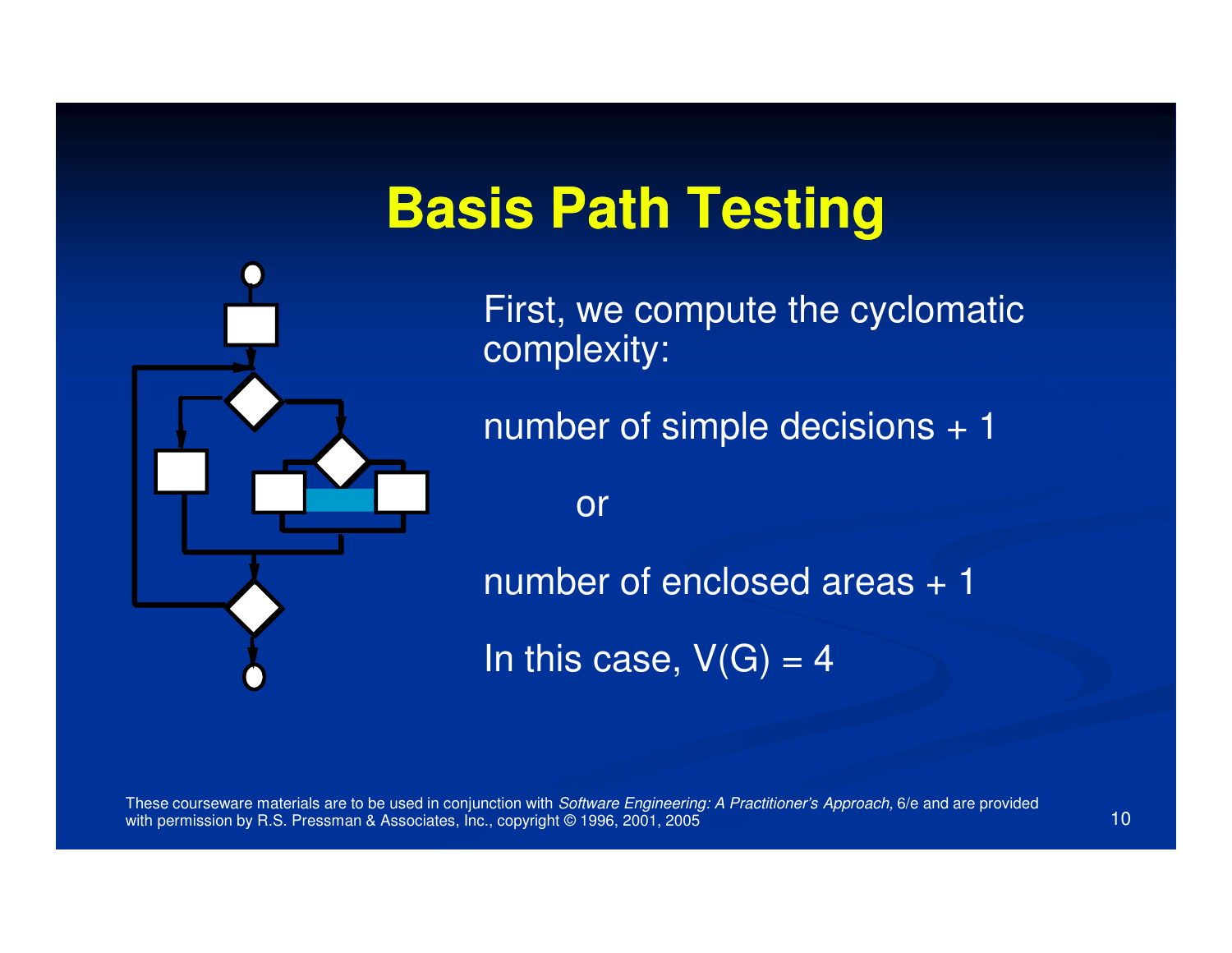# Basis Path Testing

First, we compute the cyclomatic complexity:

number of simple decisions + 1

or

number of enclosed areas + 1

In this case, V(G) = 4

These courseware materials are to be used in conjunction with *Software Engineering: A Practitioner's Approach,* 6/e and are provided with permission by R.S. Pressman & Associates, Inc., copyright © 1996, 2001, 2005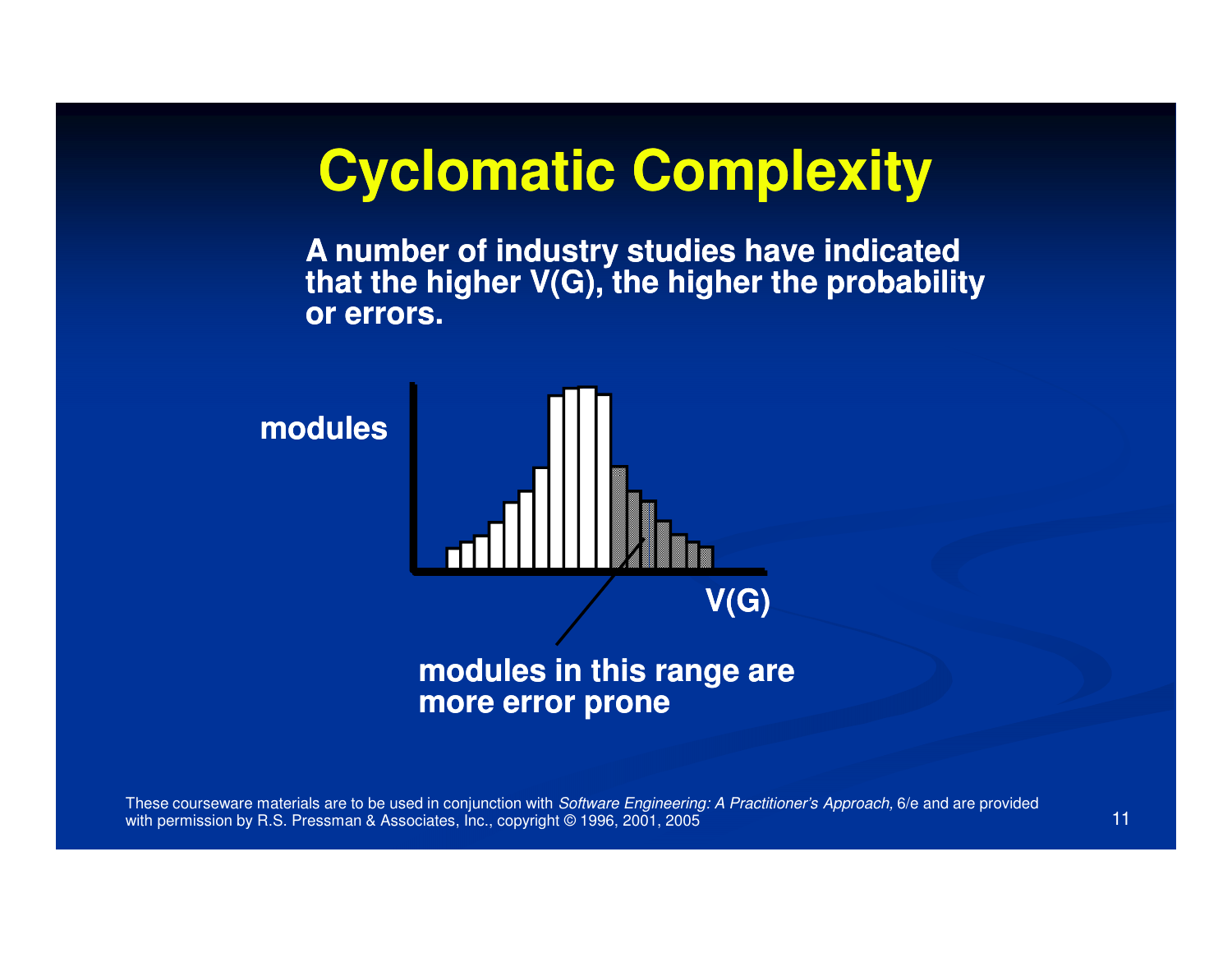# Cyclomatic Complexity

**A number of industry studies have indicated that the higher V(G), the higher the probability or errors.**

modules

V(G)

**modules in this range are more error prone**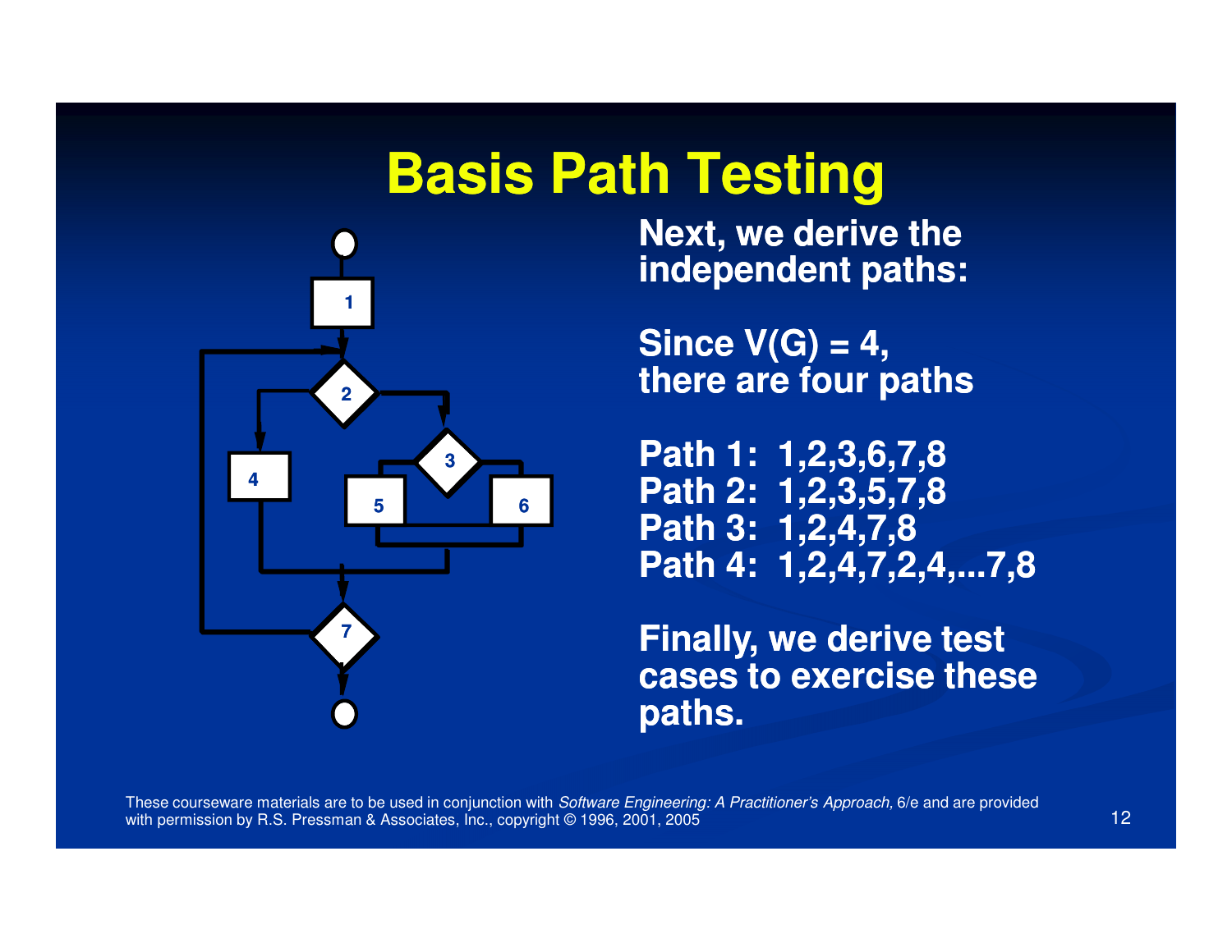# Basis Path Testing

**Next, we derive the independent paths:**

**Since V(G) = 4, there are four paths**

**Path 1: 1,2,3,6,7,8**
**Path 2: 1,2,3,5,7,8**
**Path 3: 1,2,4,7,8**
**Path 4: 1,2,4,7,2,4,...7,8**

**Finally, we derive test cases to exercise these paths.**

These courseware materials are to be used in conjunction with *Software Engineering: A Practitioner's Approach,* 6/e and are provided with permission by R.S. Pressman & Associates, Inc., copyright © 1996, 2001, 2005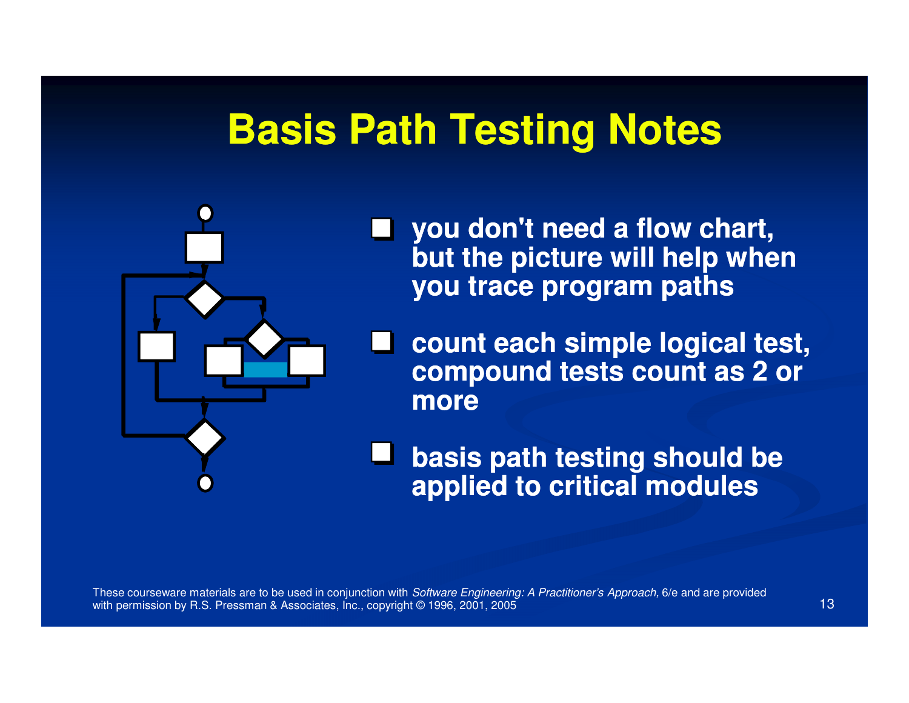# Basis Path Testing Notes

- you don't need a flow chart, but the picture will help when you trace program paths
- count each simple logical test, compound tests count as 2 or more
- basis path testing should be applied to critical modules

These courseware materials are to be used in conjunction with *Software Engineering: A Practitioner's Approach,* 6/e and are provided with permission by R.S. Pressman & Associates, Inc., copyright © 1996, 2001, 2005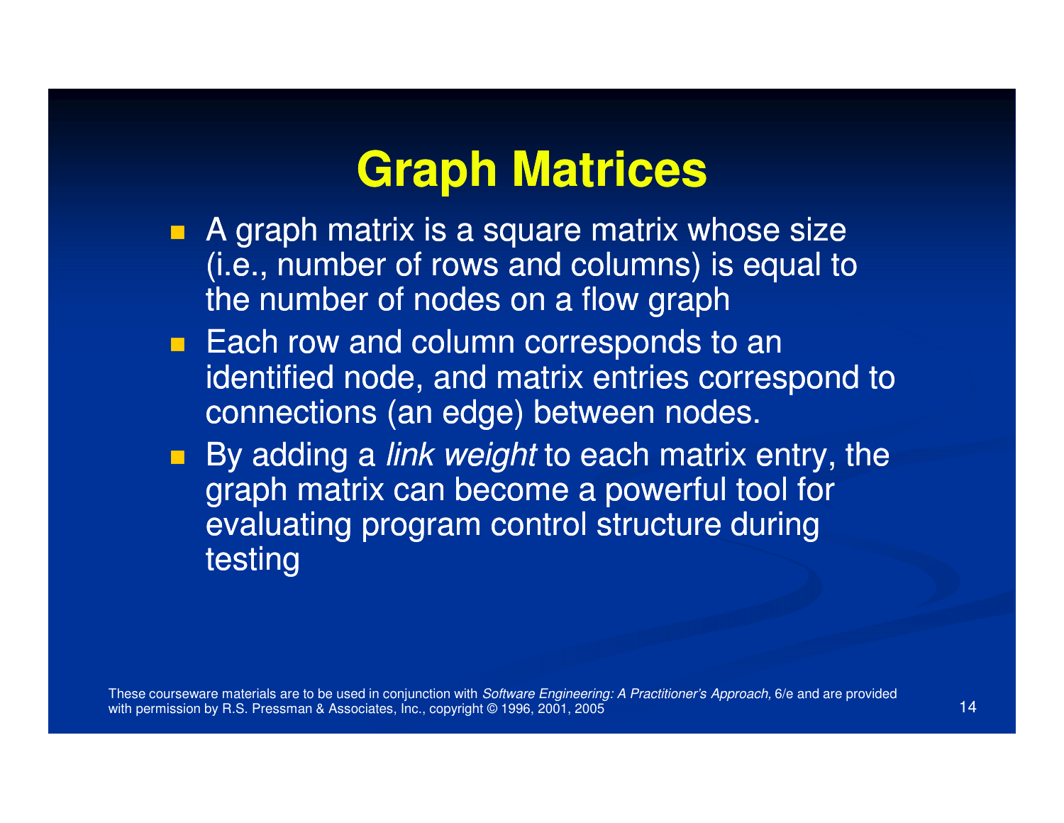# Graph Matrices

- A graph matrix is a square matrix whose size (i.e., number of rows and columns) is equal to the number of nodes on a flow graph
- Each row and column corresponds to an identified node, and matrix entries correspond to connections (an edge) between nodes.
- By adding a *link weight* to each matrix entry, the graph matrix can become a powerful tool for evaluating program control structure during testing

These courseware materials are to be used in conjunction with *Software Engineering: A Practitioner's Approach,* 6/e and are provided with permission by R.S. Pressman & Associates, Inc., copyright © 1996, 2001, 2005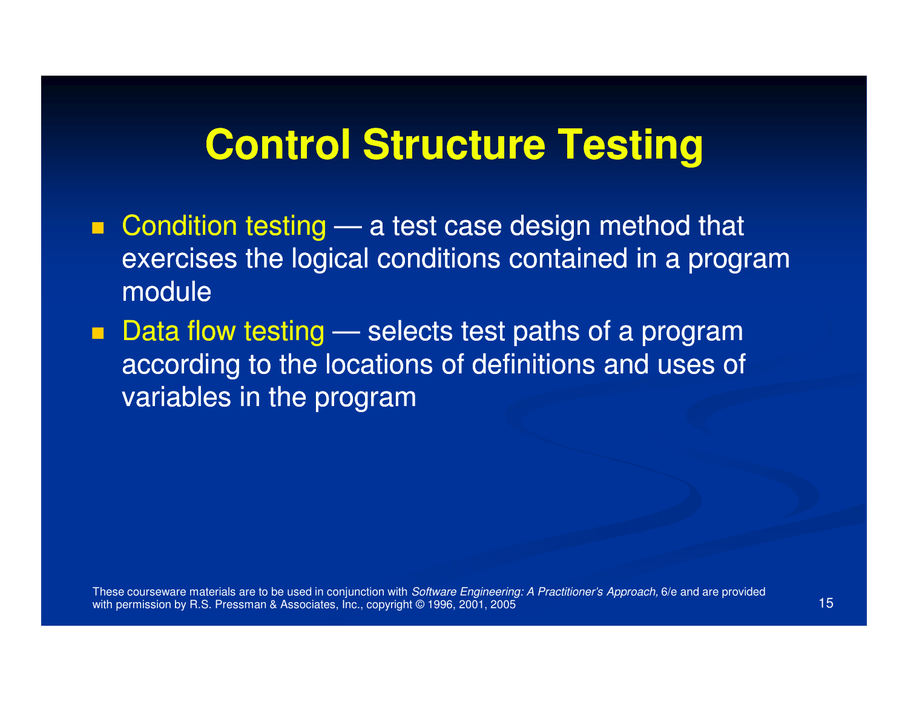# Control Structure Testing

- Condition testing — a test case design method that exercises the logical conditions contained in a program module
- Data flow testing — selects test paths of a program according to the locations of definitions and uses of variables in the program

These courseware materials are to be used in conjunction with *Software Engineering: A Practitioner's Approach,* 6/e and are provided with permission by R.S. Pressman & Associates, Inc., copyright © 1996, 2001, 2005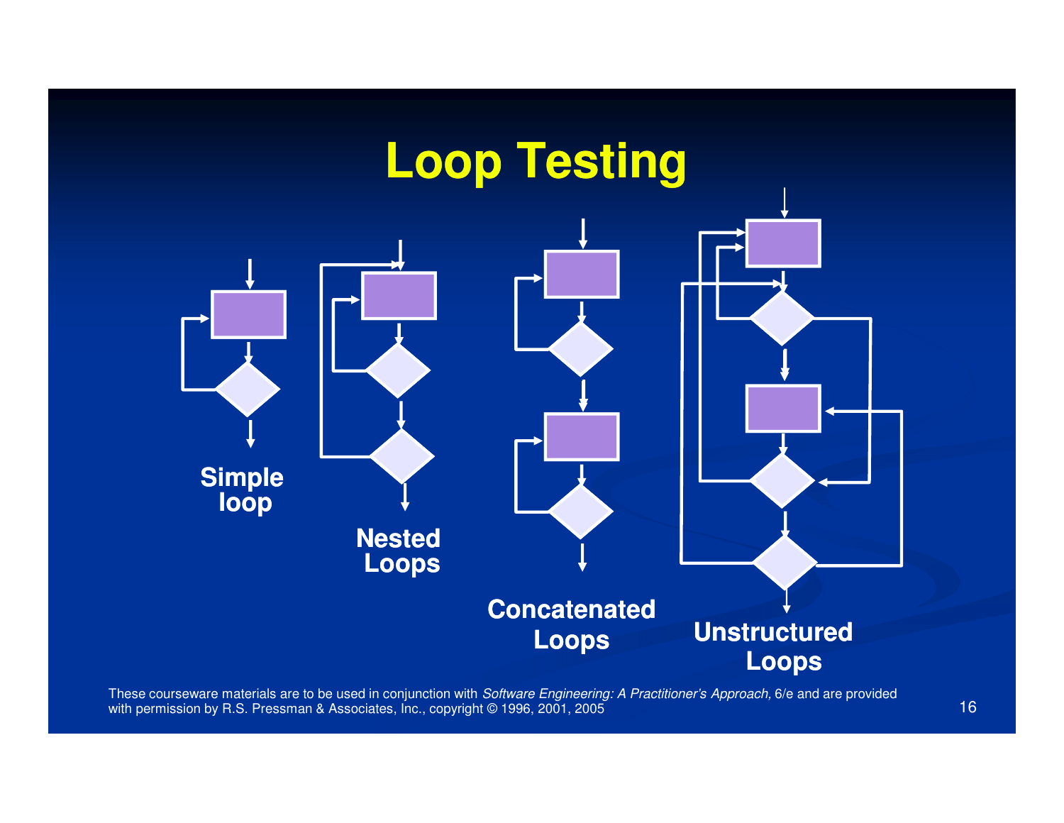# Loop Testing

Simple loop

Nested Loops

Concatenated Loops

Unstructured Loops

These courseware materials are to be used in conjunction with *Software Engineering: A Practitioner's Approach,* 6/e and are provided with permission by R.S. Pressman & Associates, Inc., copyright © 1996, 2001, 2005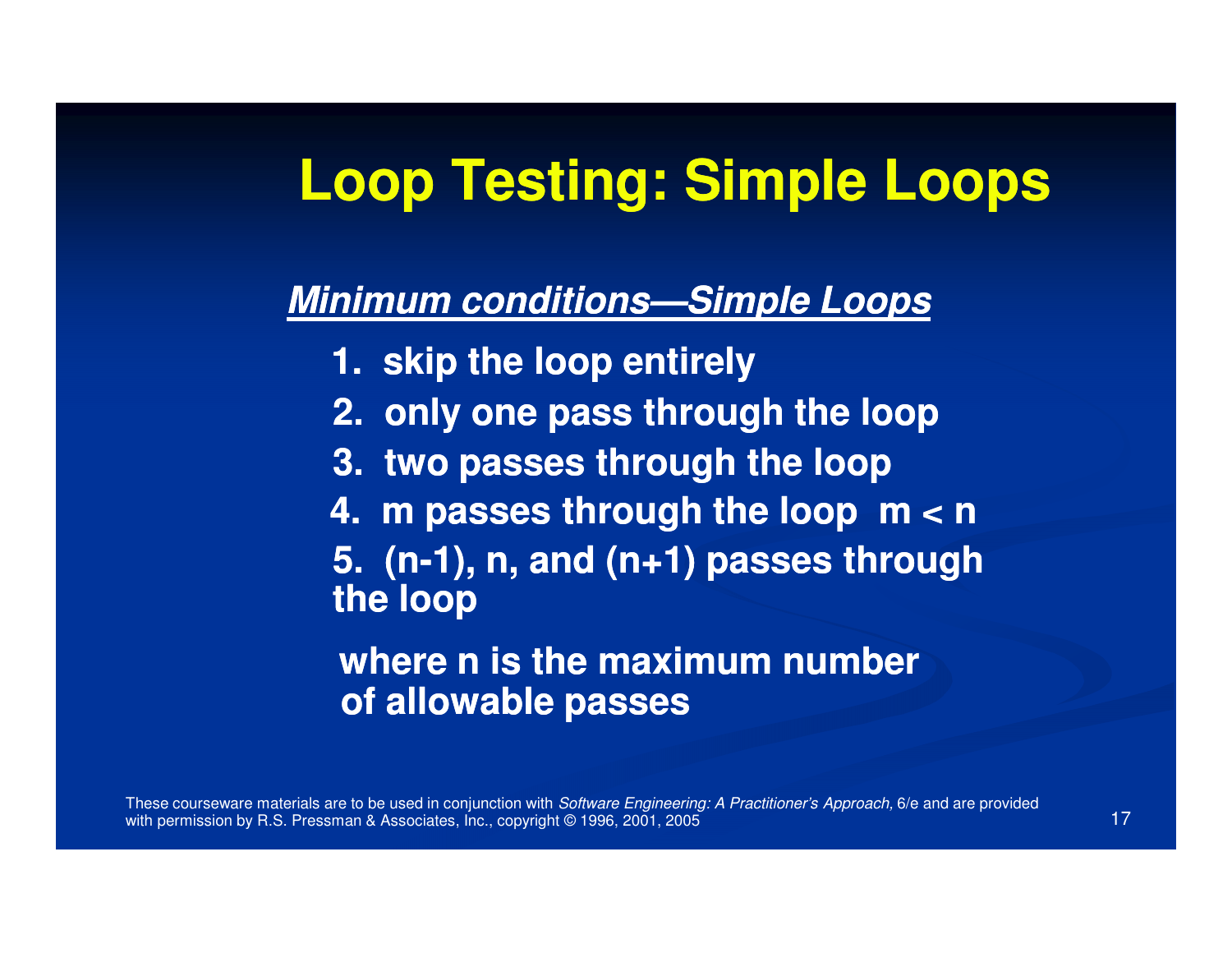# Loop Testing: Simple Loops

***Minimum conditions—Simple Loops***

1. skip the loop entirely
2. only one pass through the loop
3. two passes through the loop
4. m passes through the loop  $m < n$
5. (n-1), n, and (n+1) passes through the loop

where n is the maximum number of allowable passes

These courseware materials are to be used in conjunction with *Software Engineering: A Practitioner's Approach,* 6/e and are provided with permission by R.S. Pressman & Associates, Inc., copyright © 1996, 2001, 2005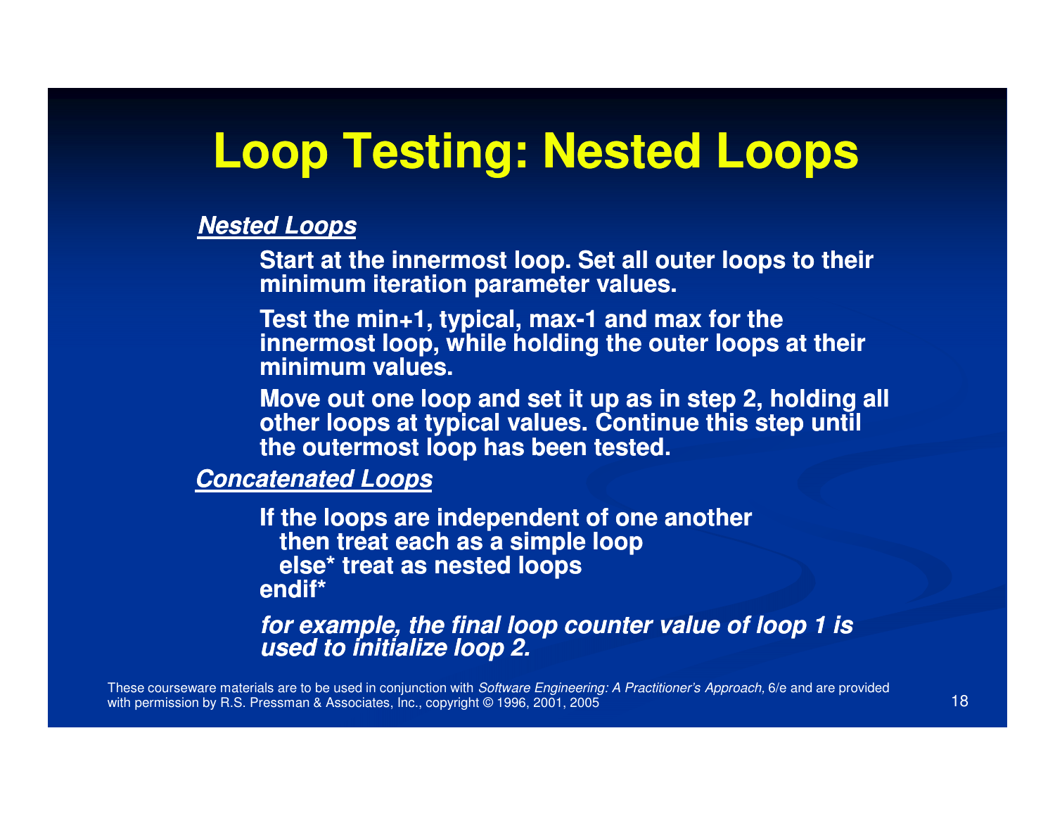# Loop Testing: Nested Loops

***Nested Loops***

Start at the innermost loop. Set all outer loops to their minimum iteration parameter values.

Test the min+1, typical, max-1 and max for the innermost loop, while holding the outer loops at their minimum values.

Move out one loop and set it up as in step 2, holding all other loops at typical values. Continue this step until the outermost loop has been tested.

***Concatenated Loops***

If the loops are independent of one another
  then treat each as a simple loop
  else* treat as nested loops
endif*

***for example, the final loop counter value of loop 1 is used to initialize loop 2.***

These courseware materials are to be used in conjunction with *Software Engineering: A Practitioner's Approach,* 6/e and are provided with permission by R.S. Pressman & Associates, Inc., copyright © 1996, 2001, 2005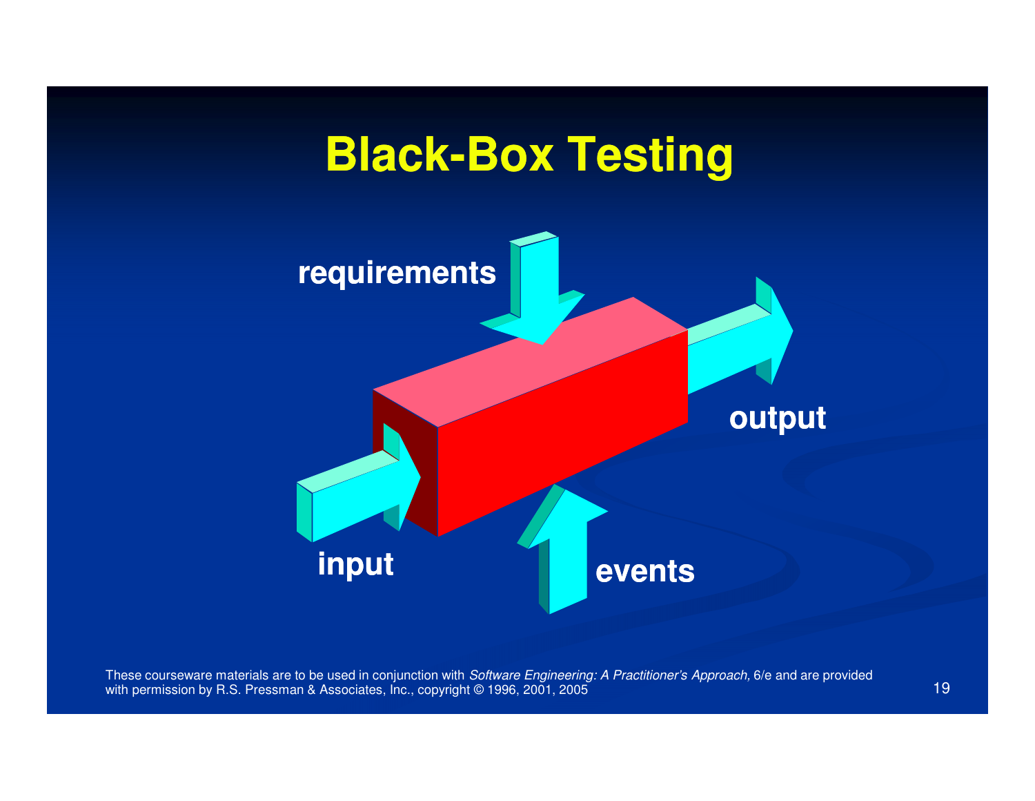# Black-Box Testing

requirements

output

input

events

These courseware materials are to be used in conjunction with *Software Engineering: A Practitioner's Approach,* 6/e and are provided with permission by R.S. Pressman & Associates, Inc., copyright © 1996, 2001, 2005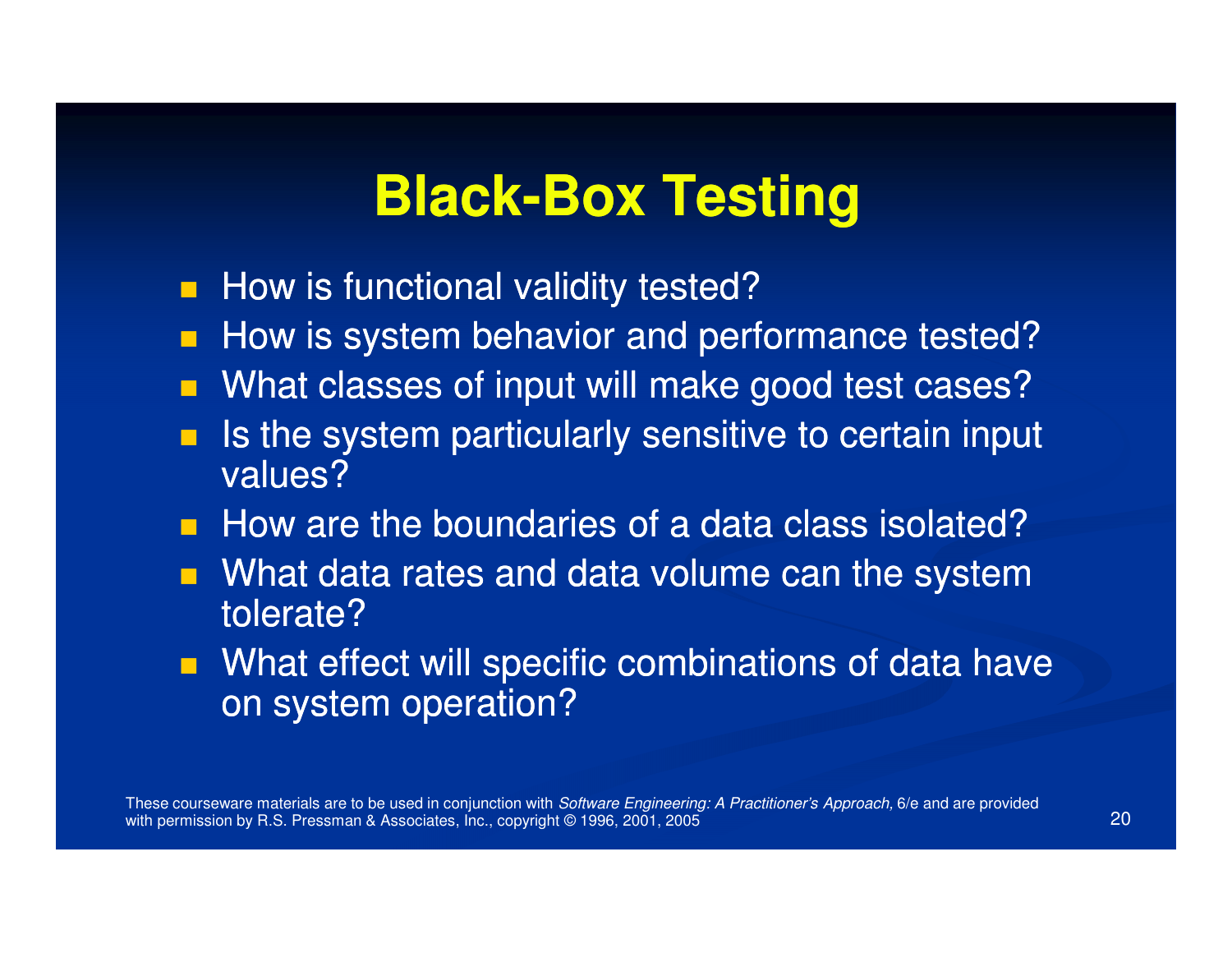# Black-Box Testing

- How is functional validity tested?
- How is system behavior and performance tested?
- What classes of input will make good test cases?
- Is the system particularly sensitive to certain input values?
- How are the boundaries of a data class isolated?
- What data rates and data volume can the system tolerate?
- What effect will specific combinations of data have on system operation?

These courseware materials are to be used in conjunction with *Software Engineering: A Practitioner's Approach,* 6/e and are provided with permission by R.S. Pressman & Associates, Inc., copyright © 1996, 2001, 2005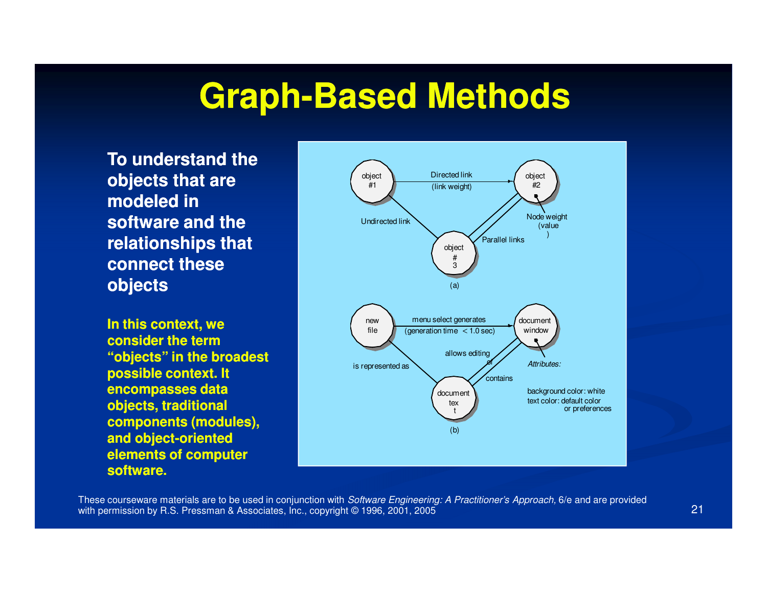# Graph-Based Methods

**To understand the objects that are modeled in software and the relationships that connect these objects**

**In this context, we consider the term "objects" in the broadest possible context. It encompasses data objects, traditional components (modules), and object-oriented elements of computer software.**

object #1 — Directed link (link weight) → object #2

Undirected link

Node weight (value)

Parallel links

object #3

(a)

new file — menu select generates (generation time < 1.0 sec) → document window

is represented as

allows editing of

contains

*Attributes:*

background color: white
text color: default color or preferences

document text

(b)

These courseware materials are to be used in conjunction with *Software Engineering: A Practitioner's Approach,* 6/e and are provided with permission by R.S. Pressman & Associates, Inc., copyright © 1996, 2001, 2005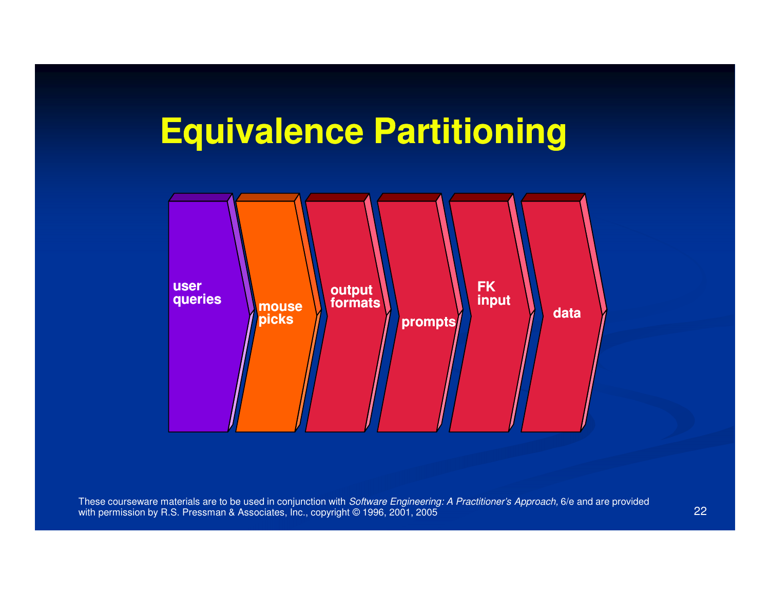# Equivalence Partitioning

user queries

mouse picks

output formats

prompts

FK input

data

These courseware materials are to be used in conjunction with *Software Engineering: A Practitioner's Approach,* 6/e and are provided with permission by R.S. Pressman & Associates, Inc., copyright © 1996, 2001, 2005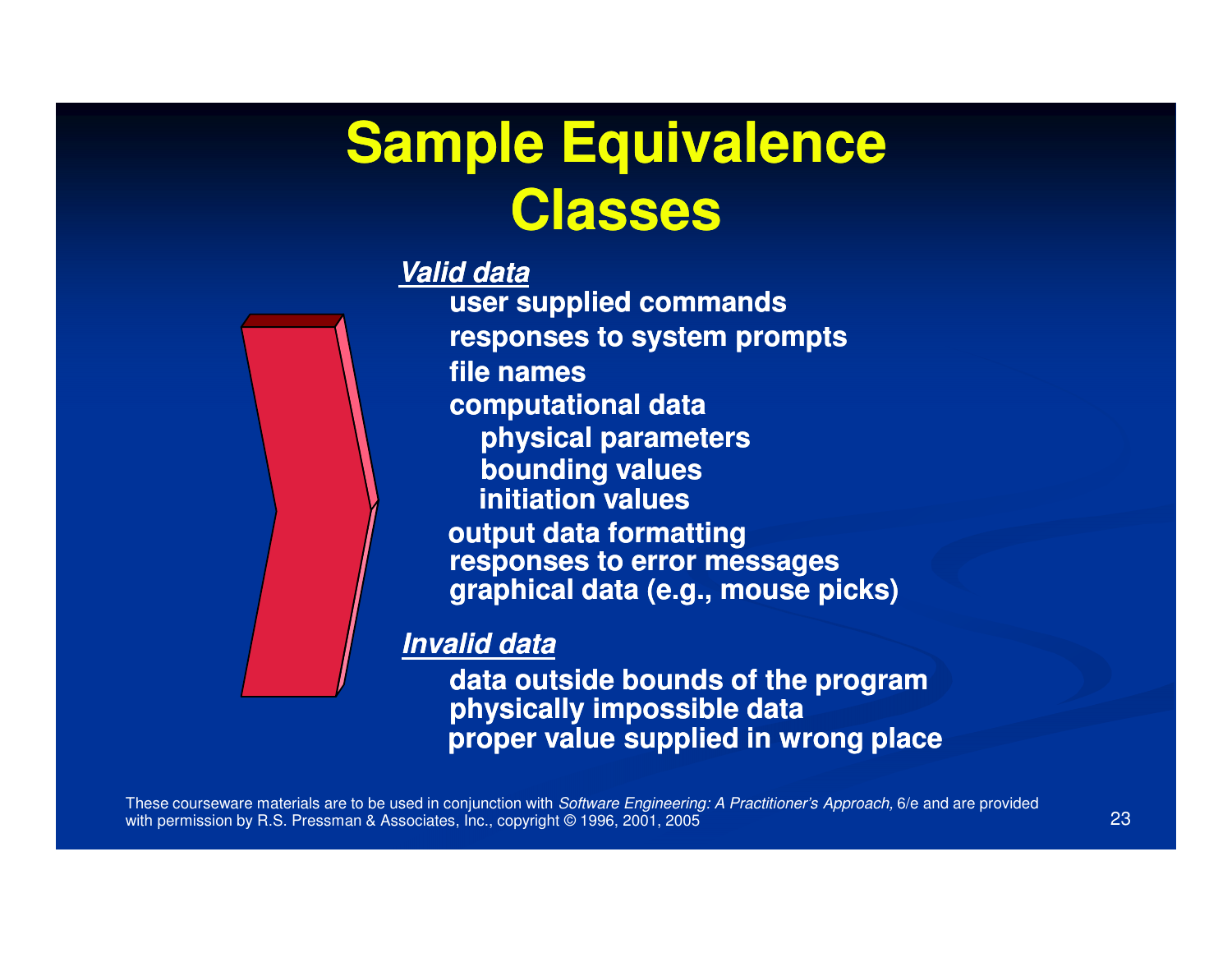# Sample Equivalence Classes

***Valid data***

- user supplied commands
- responses to system prompts
- file names
- computational data
  - physical parameters
  - bounding values
  - initiation values
- output data formatting
- responses to error messages
- graphical data (e.g., mouse picks)

***Invalid data***

- data outside bounds of the program
- physically impossible data
- proper value supplied in wrong place

These courseware materials are to be used in conjunction with *Software Engineering: A Practitioner's Approach,* 6/e and are provided with permission by R.S. Pressman & Associates, Inc., copyright © 1996, 2001, 2005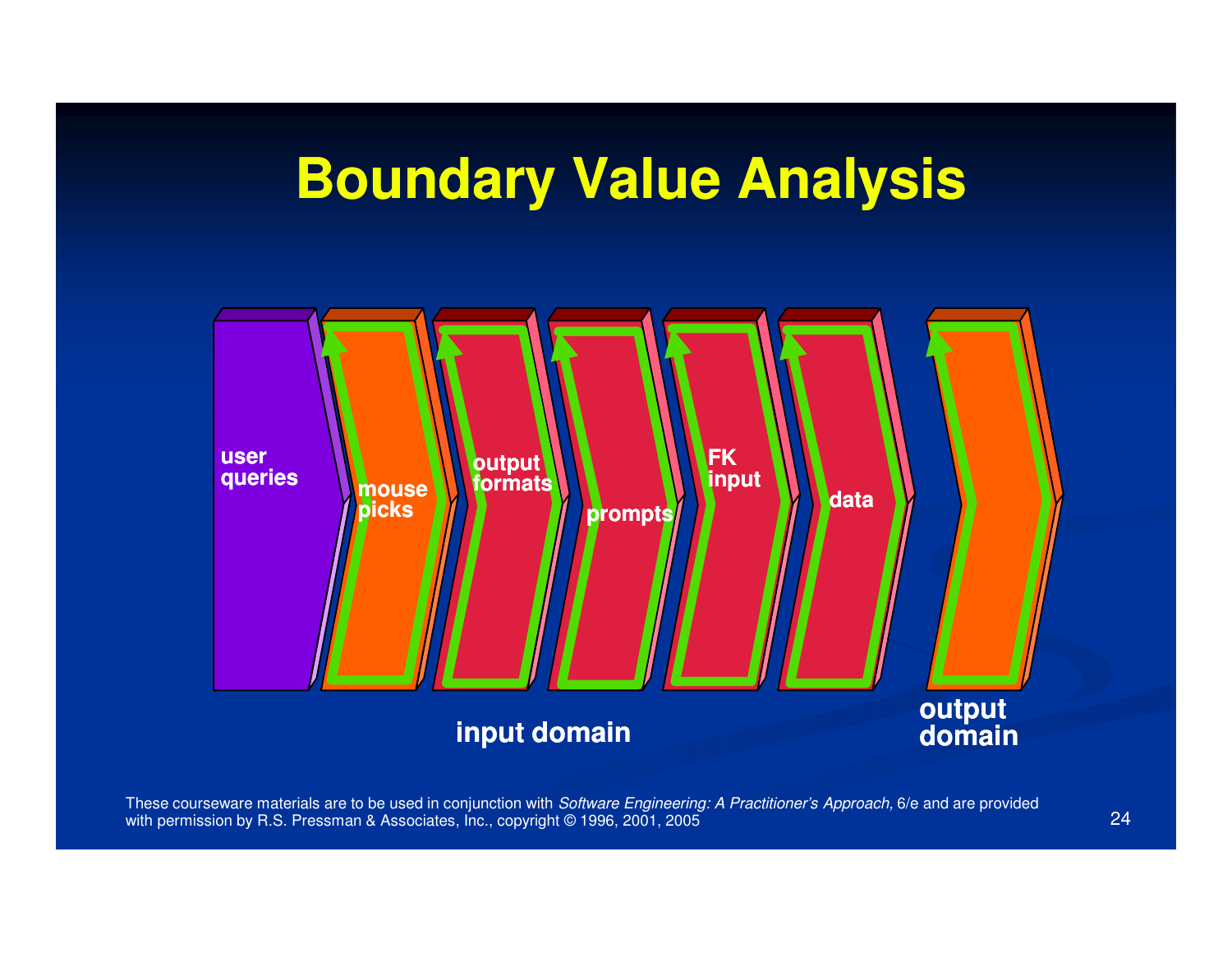# Boundary Value Analysis

user queries

mouse picks

output formats

prompts

FK input

data

input domain

output domain

These courseware materials are to be used in conjunction with *Software Engineering: A Practitioner's Approach,* 6/e and are provided with permission by R.S. Pressman & Associates, Inc., copyright © 1996, 2001, 2005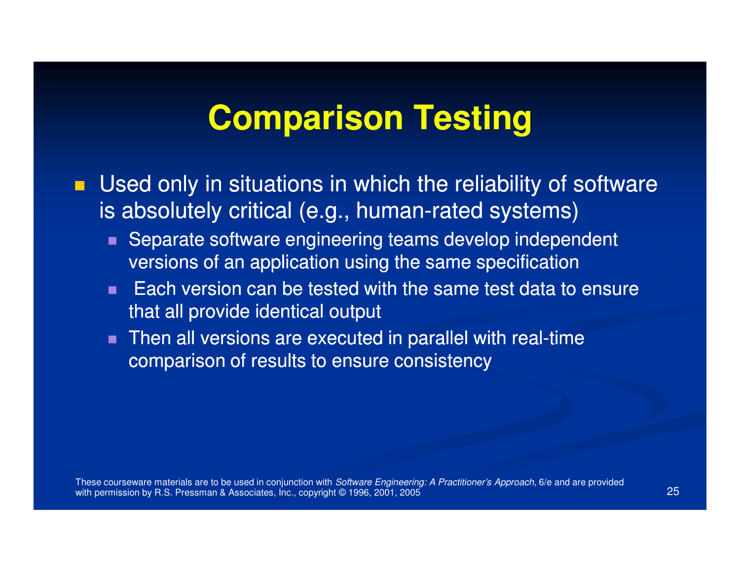# Comparison Testing

- Used only in situations in which the reliability of software is absolutely critical (e.g., human-rated systems)
  - Separate software engineering teams develop independent versions of an application using the same specification
  - Each version can be tested with the same test data to ensure that all provide identical output
  - Then all versions are executed in parallel with real-time comparison of results to ensure consistency

These courseware materials are to be used in conjunction with *Software Engineering: A Practitioner's Approach,* 6/e and are provided with permission by R.S. Pressman & Associates, Inc., copyright © 1996, 2001, 2005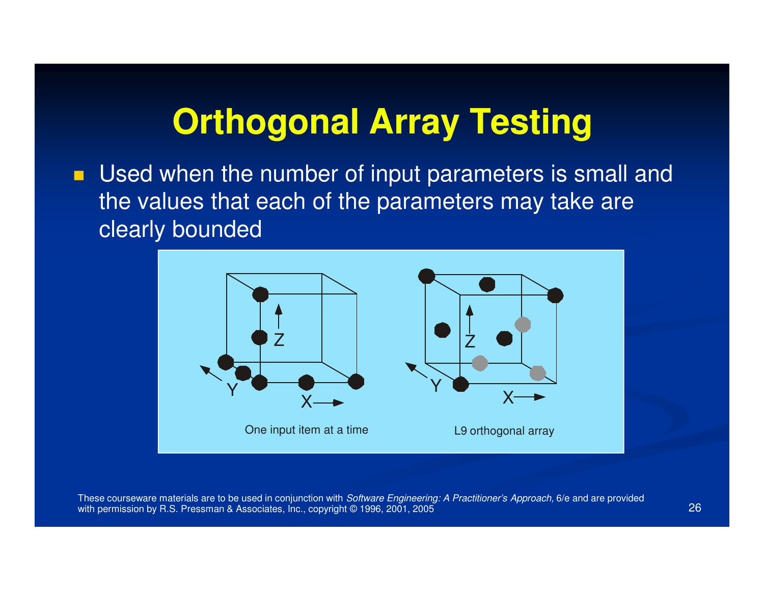# Orthogonal Array Testing

- Used when the number of input parameters is small and the values that each of the parameters may take are clearly bounded

One input item at a time

L9 orthogonal array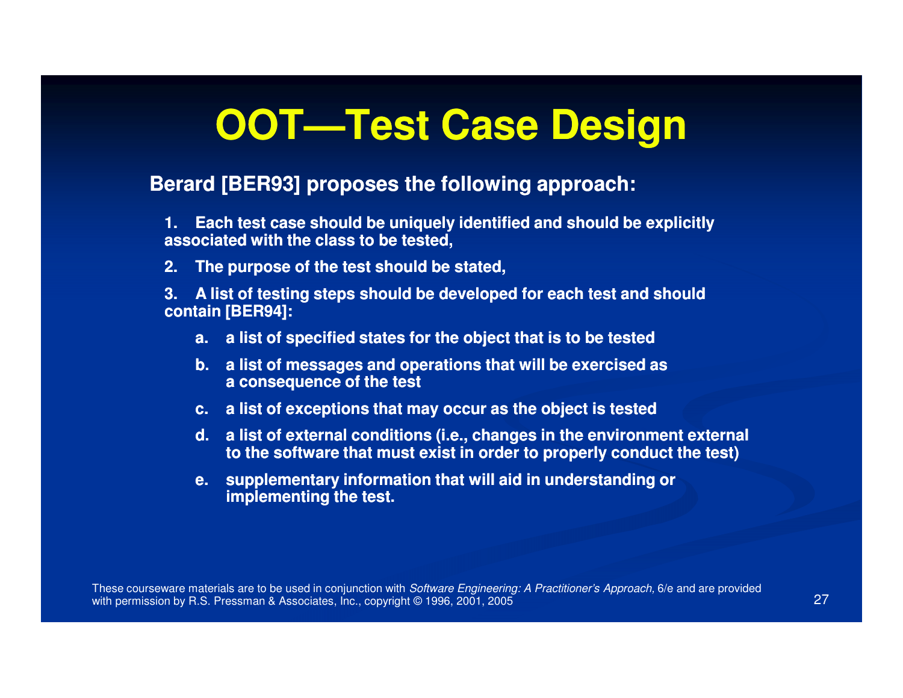# OOT—Test Case Design

**Berard [BER93] proposes the following approach:**

1. Each test case should be uniquely identified and should be explicitly associated with the class to be tested,
2. The purpose of the test should be stated,
3. A list of testing steps should be developed for each test and should contain [BER94]:
   a. a list of specified states for the object that is to be tested
   b. a list of messages and operations that will be exercised as a consequence of the test
   c. a list of exceptions that may occur as the object is tested
   d. a list of external conditions (i.e., changes in the environment external to the software that must exist in order to properly conduct the test)
   e. supplementary information that will aid in understanding or implementing the test.

These courseware materials are to be used in conjunction with *Software Engineering: A Practitioner's Approach,* 6/e and are provided with permission by R.S. Pressman & Associates, Inc., copyright © 1996, 2001, 2005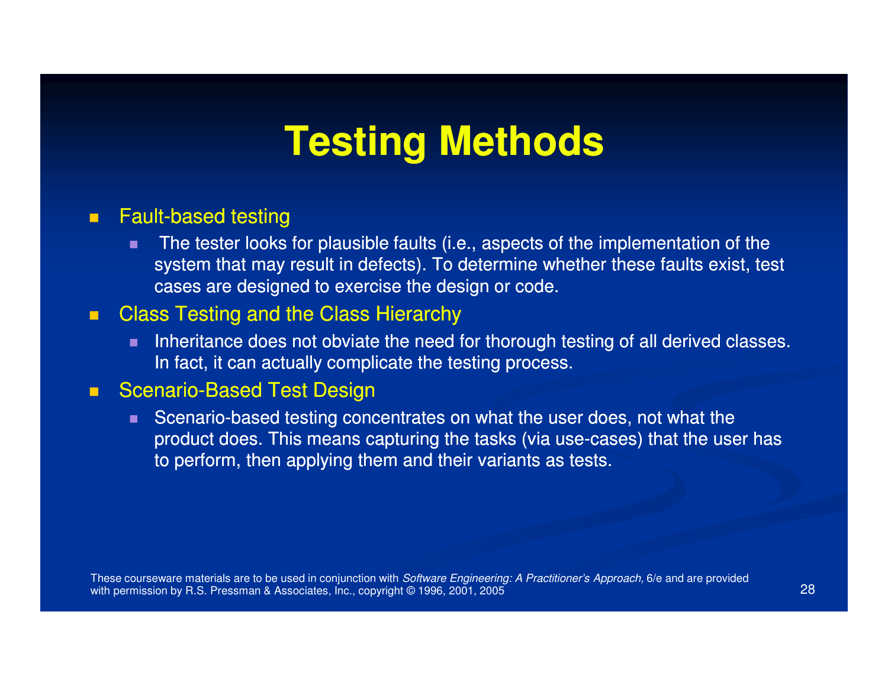# Testing Methods

- Fault-based testing
  - The tester looks for plausible faults (i.e., aspects of the implementation of the system that may result in defects). To determine whether these faults exist, test cases are designed to exercise the design or code.
- Class Testing and the Class Hierarchy
  - Inheritance does not obviate the need for thorough testing of all derived classes. In fact, it can actually complicate the testing process.
- Scenario-Based Test Design
  - Scenario-based testing concentrates on what the user does, not what the product does. This means capturing the tasks (via use-cases) that the user has to perform, then applying them and their variants as tests.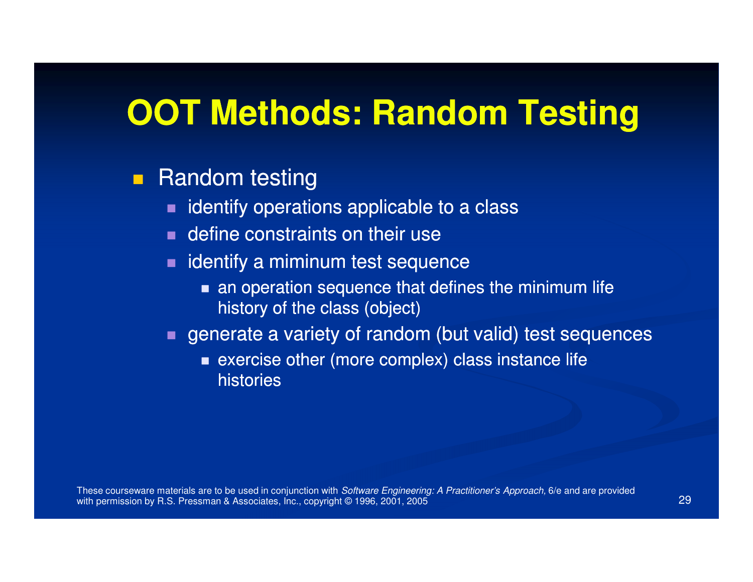# OOT Methods: Random Testing

- Random testing
  - identify operations applicable to a class
  - define constraints on their use
  - identify a miminum test sequence
    - an operation sequence that defines the minimum life history of the class (object)
  - generate a variety of random (but valid) test sequences
    - exercise other (more complex) class instance life histories

These courseware materials are to be used in conjunction with *Software Engineering: A Practitioner's Approach,* 6/e and are provided with permission by R.S. Pressman & Associates, Inc., copyright © 1996, 2001, 2005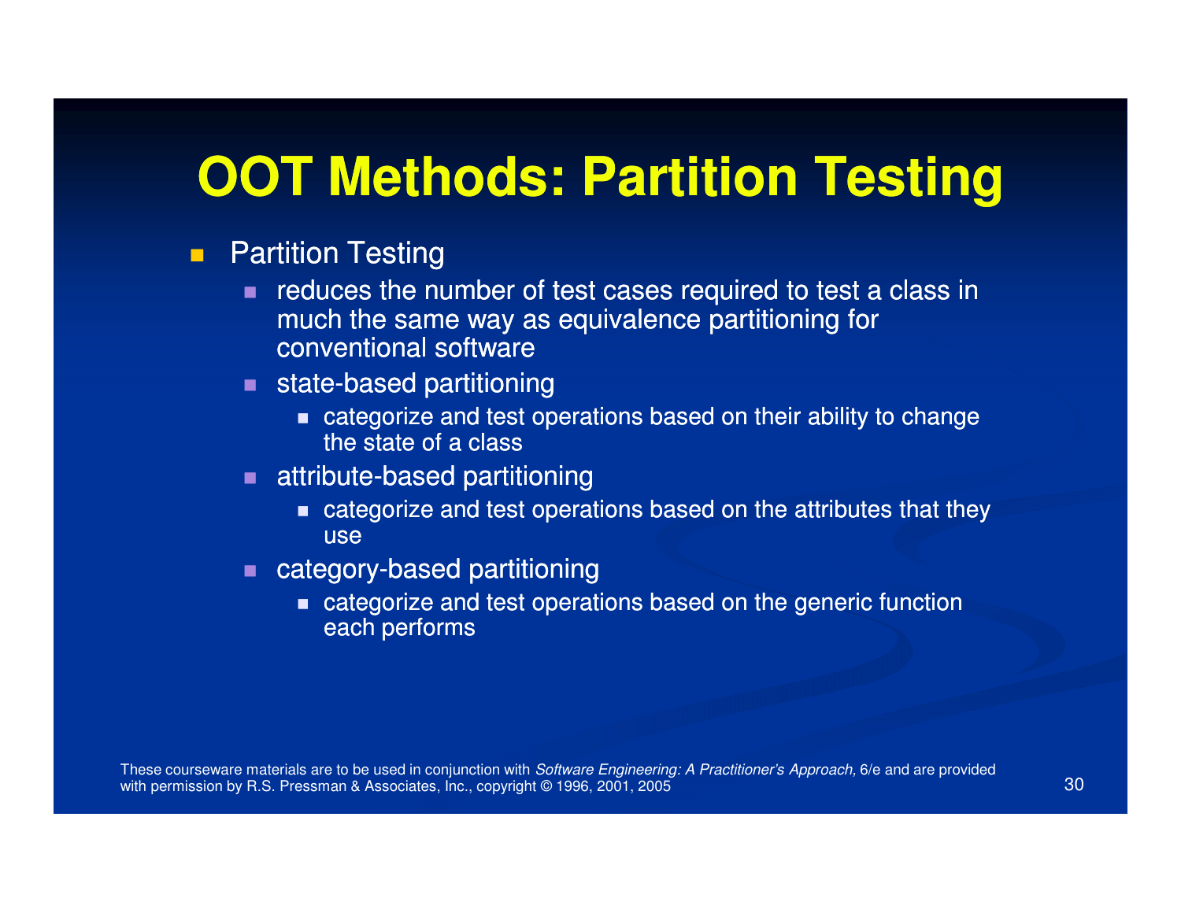# OOT Methods: Partition Testing

- Partition Testing
  - reduces the number of test cases required to test a class in much the same way as equivalence partitioning for conventional software
  - state-based partitioning
    - categorize and test operations based on their ability to change the state of a class
  - attribute-based partitioning
    - categorize and test operations based on the attributes that they use
  - category-based partitioning
    - categorize and test operations based on the generic function each performs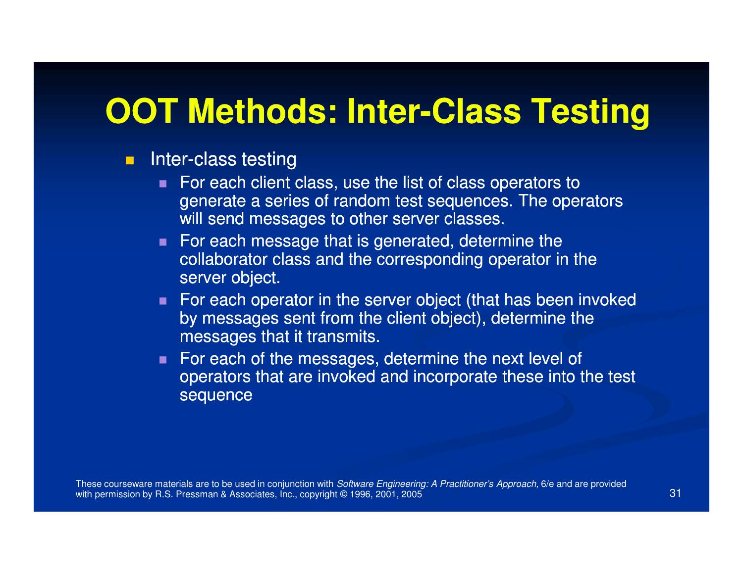# OOT Methods: Inter-Class Testing

- Inter-class testing
  - For each client class, use the list of class operators to generate a series of random test sequences. The operators will send messages to other server classes.
  - For each message that is generated, determine the collaborator class and the corresponding operator in the server object.
  - For each operator in the server object (that has been invoked by messages sent from the client object), determine the messages that it transmits.
  - For each of the messages, determine the next level of operators that are invoked and incorporate these into the test sequence

These courseware materials are to be used in conjunction with *Software Engineering: A Practitioner's Approach,* 6/e and are provided with permission by R.S. Pressman & Associates, Inc., copyright © 1996, 2001, 2005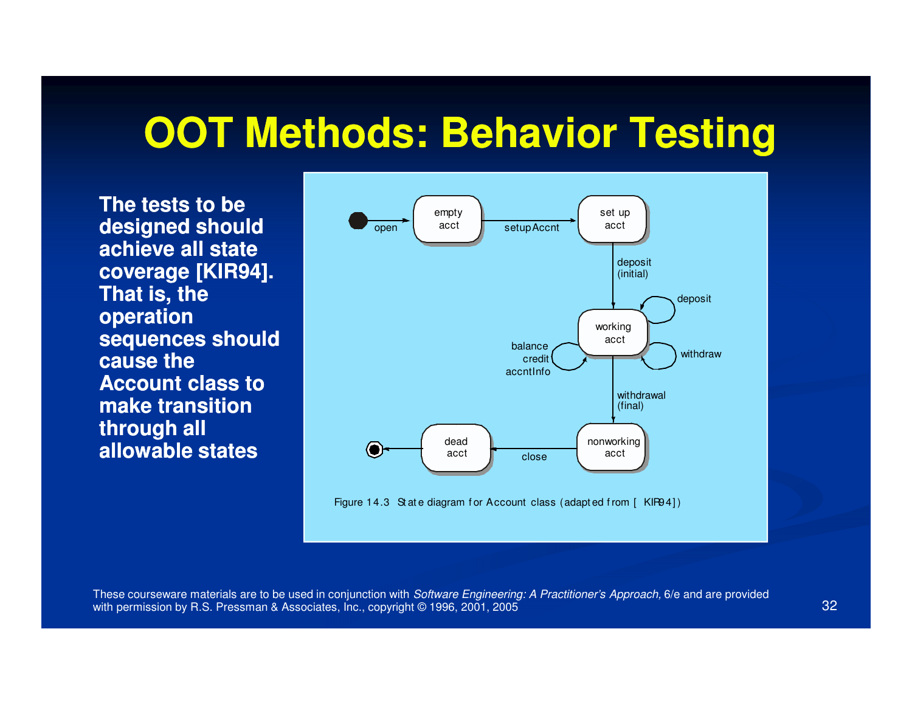# OOT Methods: Behavior Testing

The tests to be designed should achieve all state coverage [KIR94]. That is, the operation sequences should cause the Account class to make transition through all allowable states

Figure 14.3 State diagram for Account class (adapted from [KIR94])

These courseware materials are to be used in conjunction with *Software Engineering: A Practitioner's Approach,* 6/e and are provided with permission by R.S. Pressman & Associates, Inc., copyright © 1996, 2001, 2005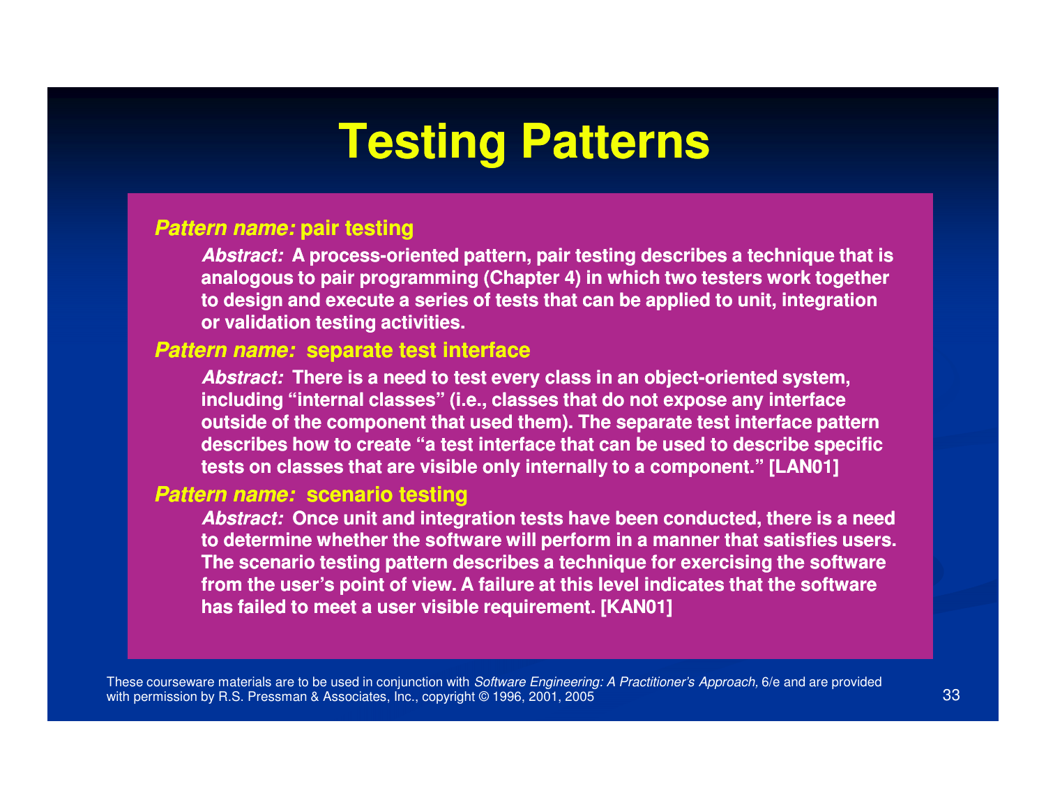# Testing Patterns

***Pattern name:*** **pair testing**

***Abstract:*** **A process-oriented pattern, pair testing describes a technique that is analogous to pair programming (Chapter 4) in which two testers work together to design and execute a series of tests that can be applied to unit, integration or validation testing activities.**

***Pattern name:*** **separate test interface**

***Abstract:*** **There is a need to test every class in an object-oriented system, including "internal classes" (i.e., classes that do not expose any interface outside of the component that used them). The separate test interface pattern describes how to create "a test interface that can be used to describe specific tests on classes that are visible only internally to a component." [LAN01]**

***Pattern name:*** **scenario testing**

***Abstract:*** **Once unit and integration tests have been conducted, there is a need to determine whether the software will perform in a manner that satisfies users. The scenario testing pattern describes a technique for exercising the software from the user's point of view. A failure at this level indicates that the software has failed to meet a user visible requirement. [KAN01]**

These courseware materials are to be used in conjunction with *Software Engineering: A Practitioner's Approach,* 6/e and are provided with permission by R.S. Pressman & Associates, Inc., copyright © 1996, 2001, 2005